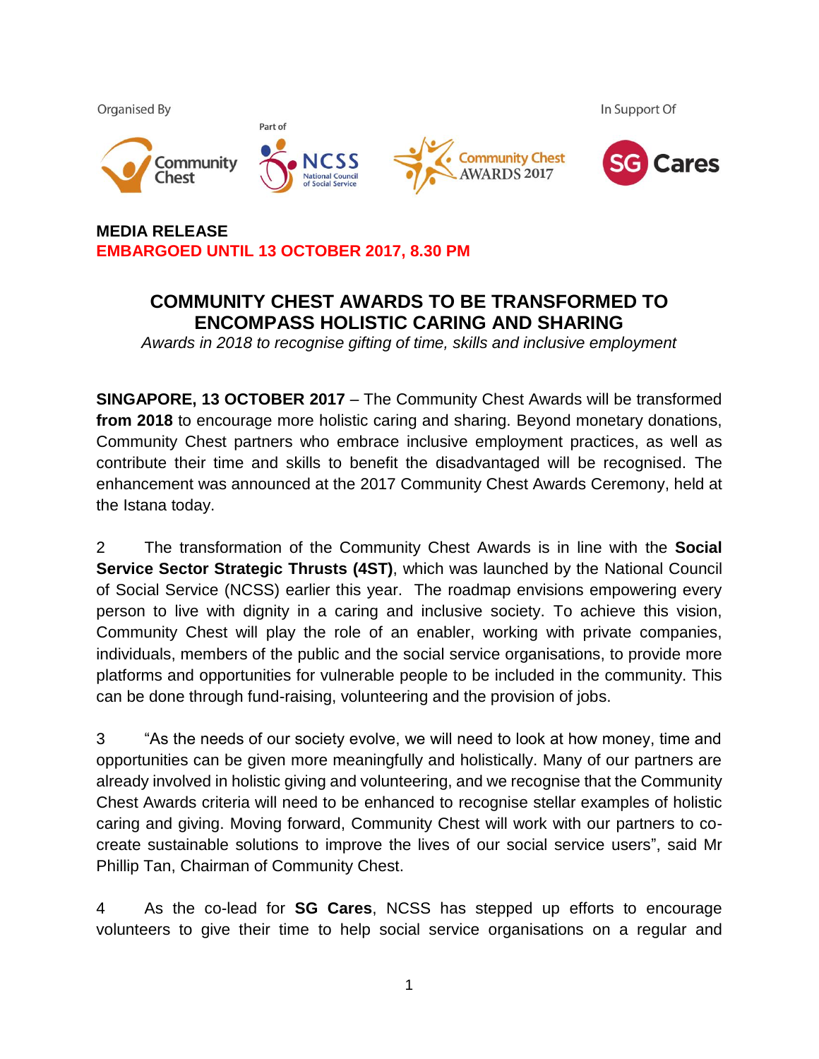Organised By

In Support Of

**MEDIA RELEASE**

**EMBARGOED UNTIL 13 OCTOBER 2017, 8.30 PM**

# COMMUNITY CHEST AWARDS TO BE TRANSFORMED TO ENCOMPASS HOLISTIC CARING AND SHARING

*Awards in 2018 to recognise gifting of time, skills and inclusive employment*

**SINGAPORE, 13 OCTOBER 2017** – The Community Chest Awards will be transformed **from 2018** to encourage more holistic caring and sharing. Beyond monetary donations, Community Chest partners who embrace inclusive employment practices, as well as contribute their time and skills to benefit the disadvantaged will be recognised. The enhancement was announced at the 2017 Community Chest Awards Ceremony, held at the Istana today.

2 The transformation of the Community Chest Awards is in line with the **Social Service Sector Strategic Thrusts (4ST)**, which was launched by the National Council of Social Service (NCSS) earlier this year. The roadmap envisions empowering every person to live with dignity in a caring and inclusive society. To achieve this vision, Community Chest will play the role of an enabler, working with private companies, individuals, members of the public and the social service organisations, to provide more platforms and opportunities for vulnerable people to be included in the community. This can be done through fund-raising, volunteering and the provision of jobs.

3 "As the needs of our society evolve, we will need to look at how money, time and opportunities can be given more meaningfully and holistically. Many of our partners are already involved in holistic giving and volunteering, and we recognise that the Community Chest Awards criteria will need to be enhanced to recognise stellar examples of holistic caring and giving. Moving forward, Community Chest will work with our partners to co-create sustainable solutions to improve the lives of our social service users", said Mr Phillip Tan, Chairman of Community Chest.

4 As the co-lead for **SG Cares**, NCSS has stepped up efforts to encourage volunteers to give their time to help social service organisations on a regular and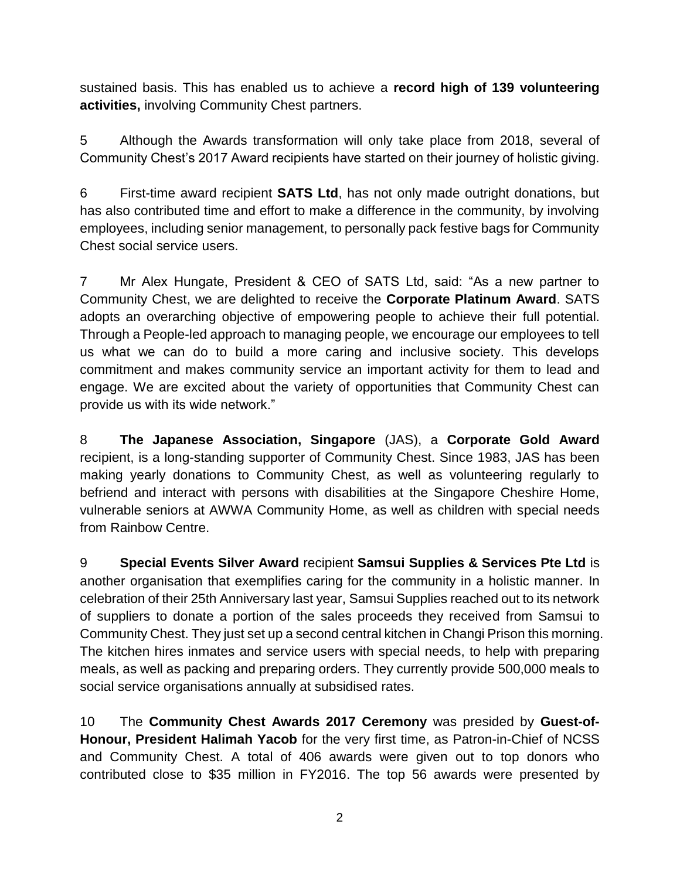sustained basis. This has enabled us to achieve a **record high of 139 volunteering activities,** involving Community Chest partners.

5 Although the Awards transformation will only take place from 2018, several of Community Chest's 2017 Award recipients have started on their journey of holistic giving.

6 First-time award recipient **SATS Ltd**, has not only made outright donations, but has also contributed time and effort to make a difference in the community, by involving employees, including senior management, to personally pack festive bags for Community Chest social service users.

7 Mr Alex Hungate, President & CEO of SATS Ltd, said: "As a new partner to Community Chest, we are delighted to receive the **Corporate Platinum Award**. SATS adopts an overarching objective of empowering people to achieve their full potential. Through a People-led approach to managing people, we encourage our employees to tell us what we can do to build a more caring and inclusive society. This develops commitment and makes community service an important activity for them to lead and engage. We are excited about the variety of opportunities that Community Chest can provide us with its wide network."

8 **The Japanese Association, Singapore** (JAS), a **Corporate Gold Award** recipient, is a long-standing supporter of Community Chest. Since 1983, JAS has been making yearly donations to Community Chest, as well as volunteering regularly to befriend and interact with persons with disabilities at the Singapore Cheshire Home, vulnerable seniors at AWWA Community Home, as well as children with special needs from Rainbow Centre.

9 **Special Events Silver Award** recipient **Samsui Supplies & Services Pte Ltd** is another organisation that exemplifies caring for the community in a holistic manner. In celebration of their 25th Anniversary last year, Samsui Supplies reached out to its network of suppliers to donate a portion of the sales proceeds they received from Samsui to Community Chest. They just set up a second central kitchen in Changi Prison this morning. The kitchen hires inmates and service users with special needs, to help with preparing meals, as well as packing and preparing orders. They currently provide 500,000 meals to social service organisations annually at subsidised rates.

10 The **Community Chest Awards 2017 Ceremony** was presided by **Guest-of-Honour, President Halimah Yacob** for the very first time, as Patron-in-Chief of NCSS and Community Chest. A total of 406 awards were given out to top donors who contributed close to $35 million in FY2016. The top 56 awards were presented by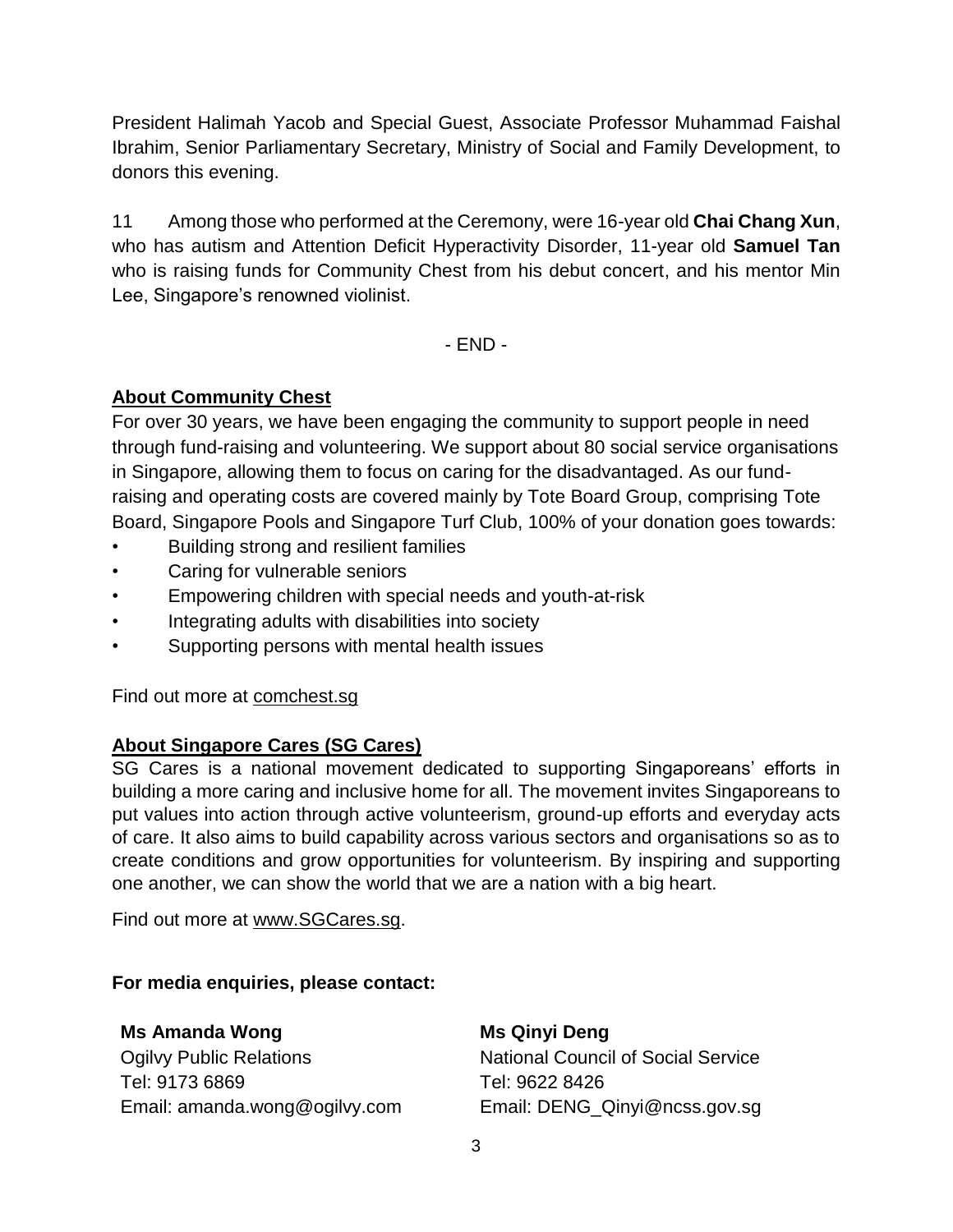President Halimah Yacob and Special Guest, Associate Professor Muhammad Faishal Ibrahim, Senior Parliamentary Secretary, Ministry of Social and Family Development, to donors this evening.

11 Among those who performed at the Ceremony, were 16-year old **Chai Chang Xun**, who has autism and Attention Deficit Hyperactivity Disorder, 11-year old **Samuel Tan** who is raising funds for Community Chest from his debut concert, and his mentor Min Lee, Singapore's renowned violinist.

- END -

## About Community Chest

For over 30 years, we have been engaging the community to support people in need through fund-raising and volunteering. We support about 80 social service organisations in Singapore, allowing them to focus on caring for the disadvantaged. As our fund-raising and operating costs are covered mainly by Tote Board Group, comprising Tote Board, Singapore Pools and Singapore Turf Club, 100% of your donation goes towards:

- Building strong and resilient families
- Caring for vulnerable seniors
- Empowering children with special needs and youth-at-risk
- Integrating adults with disabilities into society
- Supporting persons with mental health issues

Find out more at comchest.sg

## About Singapore Cares (SG Cares)

SG Cares is a national movement dedicated to supporting Singaporeans' efforts in building a more caring and inclusive home for all. The movement invites Singaporeans to put values into action through active volunteerism, ground-up efforts and everyday acts of care. It also aims to build capability across various sectors and organisations so as to create conditions and grow opportunities for volunteerism. By inspiring and supporting one another, we can show the world that we are a nation with a big heart.

Find out more at www.SGCares.sg.

**For media enquiries, please contact:**

**Ms Amanda Wong**
Ogilvy Public Relations
Tel: 9173 6869
Email: amanda.wong@ogilvy.com

**Ms Qinyi Deng**
National Council of Social Service
Tel: 9622 8426
Email: DENG_Qinyi@ncss.gov.sg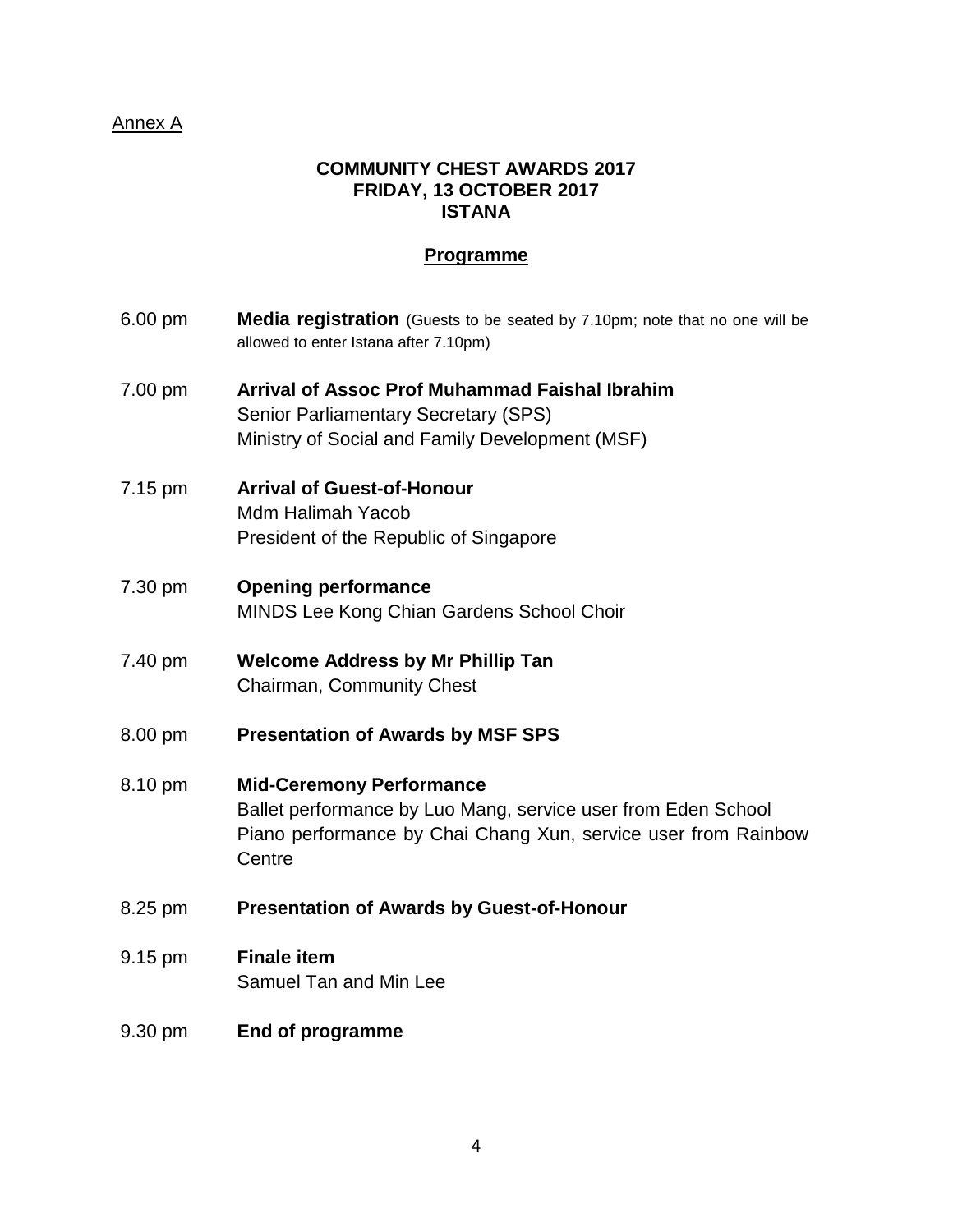<u>Annex A</u>

**COMMUNITY CHEST AWARDS 2017**
**FRIDAY, 13 OCTOBER 2017**
**ISTANA**

## Programme

| | |
|---|---|
| 6.00 pm | **Media registration** (Guests to be seated by 7.10pm; note that no one will be allowed to enter Istana after 7.10pm) |
| 7.00 pm | **Arrival of Assoc Prof Muhammad Faishal Ibrahim**<br>Senior Parliamentary Secretary (SPS)<br>Ministry of Social and Family Development (MSF) |
| 7.15 pm | **Arrival of Guest-of-Honour**<br>Mdm Halimah Yacob<br>President of the Republic of Singapore |
| 7.30 pm | **Opening performance**<br>MINDS Lee Kong Chian Gardens School Choir |
| 7.40 pm | **Welcome Address by Mr Phillip Tan**<br>Chairman, Community Chest |
| 8.00 pm | **Presentation of Awards by MSF SPS** |
| 8.10 pm | **Mid-Ceremony Performance**<br>Ballet performance by Luo Mang, service user from Eden School<br>Piano performance by Chai Chang Xun, service user from Rainbow Centre |
| 8.25 pm | **Presentation of Awards by Guest-of-Honour** |
| 9.15 pm | **Finale item**<br>Samuel Tan and Min Lee |
| 9.30 pm | **End of programme** |